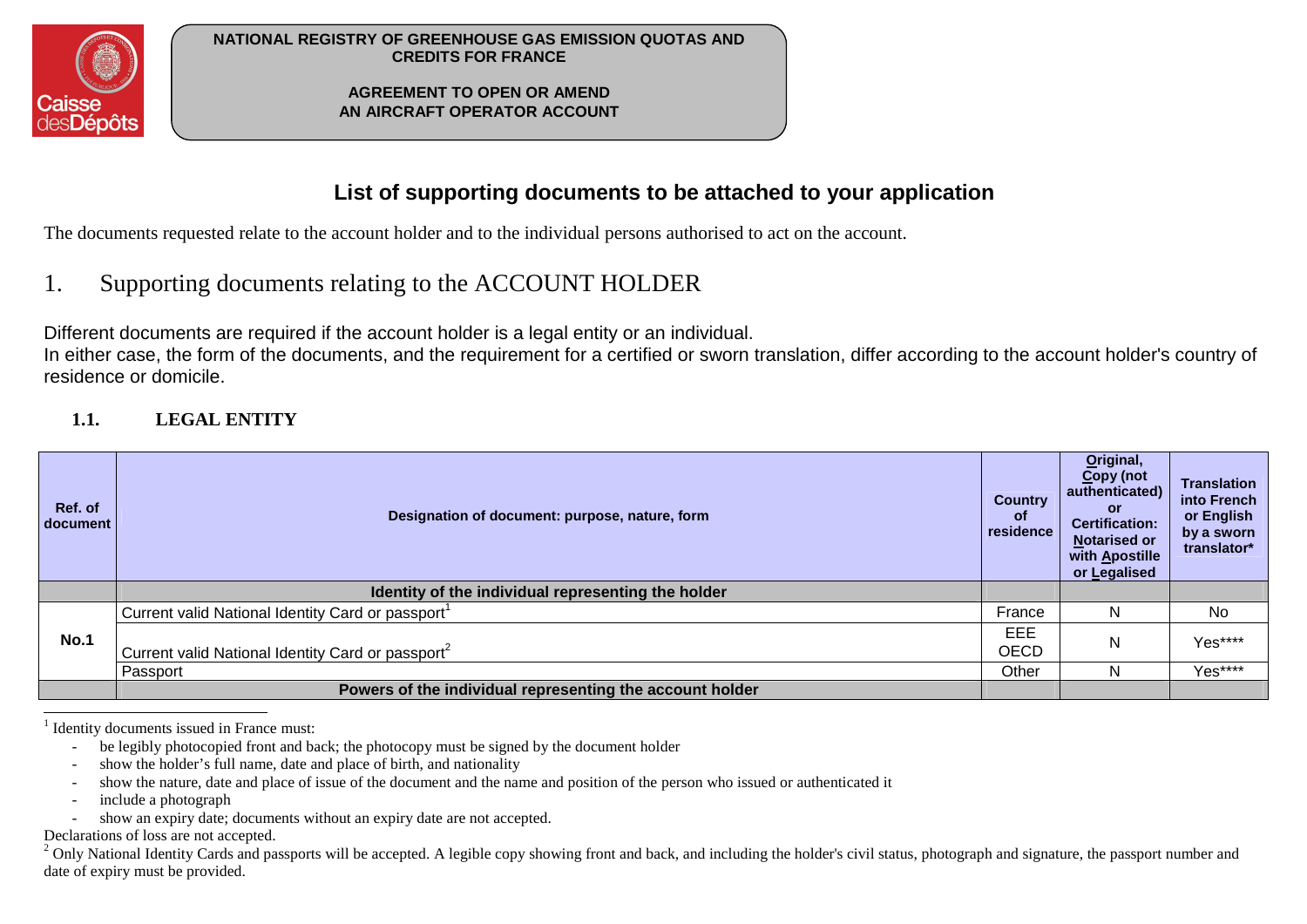**NATIONAL REGISTRY OF GREENHOUSE GAS EMISSION QUOTAS AND CREDITS FOR FRANCE**

**AGREEMENT TO OPEN OR AMEND AN AIRCRAFT OPERATOR ACCOUNT**

## List of supporting documents to be attached to your application

The documents requested relate to the account holder and to the individual persons authorised to act on the account.

# 1. Supporting documents relating to the ACCOUNT HOLDER

Different documents are required if the account holder is a legal entity or an individual.
In either case, the form of the documents, and the requirement for a certified or sworn translation, differ according to the account holder's country of residence or domicile.

### 1.1. LEGAL ENTITY

| Ref. of document | Designation of document: purpose, nature, form | Country of residence | Original, Copy (not authenticated) or Certification: Notarised or with Apostille or Legalised | Translation into French or English by a sworn translator* |
|---|---|---|---|---|
| | **Identity of the individual representing the holder** | | | |
| **No.1** | Current valid National Identity Card or passport[1] | France | N | No |
| | Current valid National Identity Card or passport[2] | EEE OECD | N | Yes**** |
| | Passport | Other | N | Yes**** |
| | **Powers of the individual representing the account holder** | | | |

[1] Identity documents issued in France must:

- be legibly photocopied front and back; the photocopy must be signed by the document holder
- show the holder's full name, date and place of birth, and nationality
- show the nature, date and place of issue of the document and the name and position of the person who issued or authenticated it
- include a photograph
- show an expiry date; documents without an expiry date are not accepted.

Declarations of loss are not accepted.

[2] Only National Identity Cards and passports will be accepted. A legible copy showing front and back, and including the holder's civil status, photograph and signature, the passport number and date of expiry must be provided.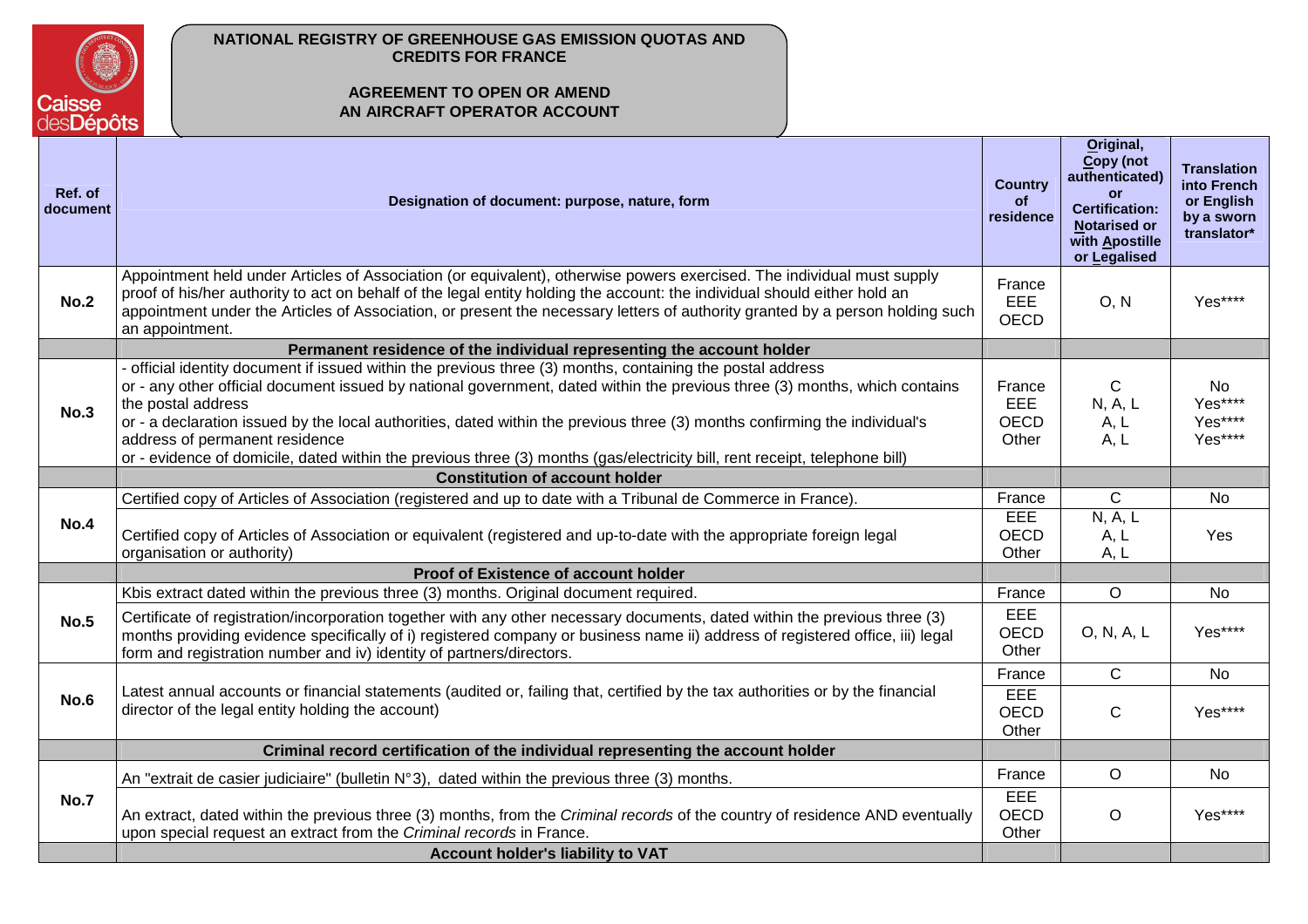**NATIONAL REGISTRY OF GREENHOUSE GAS EMISSION QUOTAS AND CREDITS FOR FRANCE**

**AGREEMENT TO OPEN OR AMEND AN AIRCRAFT OPERATOR ACCOUNT**

| Ref. of document | Designation of document: purpose, nature, form | Country of residence | Original, Copy (not authenticated) or Certification: Notarised or with Apostille or Legalised | Translation into French or English by a sworn translator* |
|---|---|---|---|---|
| **No.2** | Appointment held under Articles of Association (or equivalent), otherwise powers exercised. The individual must supply proof of his/her authority to act on behalf of the legal entity holding the account: the individual should either hold an appointment under the Articles of Association, or present the necessary letters of authority granted by a person holding such an appointment. | France<br>EEE<br>OECD | O, N | Yes**** |
| | **Permanent residence of the individual representing the account holder** | | | |
| **No.3** | - official identity document if issued within the previous three (3) months, containing the postal address<br>or - any other official document issued by national government, dated within the previous three (3) months, which contains the postal address<br>or - a declaration issued by the local authorities, dated within the previous three (3) months confirming the individual's address of permanent residence<br>or - evidence of domicile, dated within the previous three (3) months (gas/electricity bill, rent receipt, telephone bill) | France<br>EEE<br>OECD<br>Other | C<br>N, A, L<br>A, L<br>A, L | No<br>Yes****<br>Yes****<br>Yes**** |
| | **Constitution of account holder** | | | |
| **No.4** | Certified copy of Articles of Association (registered and up to date with a Tribunal de Commerce in France). | France | C | No |
| | Certified copy of Articles of Association or equivalent (registered and up-to-date with the appropriate foreign legal organisation or authority) | EEE<br>OECD<br>Other | N, A, L<br>A, L<br>A, L | Yes |
| | **Proof of Existence of account holder** | | | |
| **No.5** | Kbis extract dated within the previous three (3) months. Original document required. | France | O | No |
| | Certificate of registration/incorporation together with any other necessary documents, dated within the previous three (3) months providing evidence specifically of i) registered company or business name ii) address of registered office, iii) legal form and registration number and iv) identity of partners/directors. | EEE<br>OECD<br>Other | O, N, A, L | Yes**** |
| **No.6** | Latest annual accounts or financial statements (audited or, failing that, certified by the tax authorities or by the financial director of the legal entity holding the account) | France | C | No |
| | | EEE<br>OECD<br>Other | C | Yes**** |
| | **Criminal record certification of the individual representing the account holder** | | | |
| **No.7** | An "extrait de casier judiciaire" (bulletin N°3), dated within the previous three (3) months. | France | O | No |
| | An extract, dated within the previous three (3) months, from the *Criminal records* of the country of residence AND eventually upon special request an extract from the *Criminal records* in France. | EEE<br>OECD<br>Other | O | Yes**** |
| | **Account holder's liability to VAT** | | | |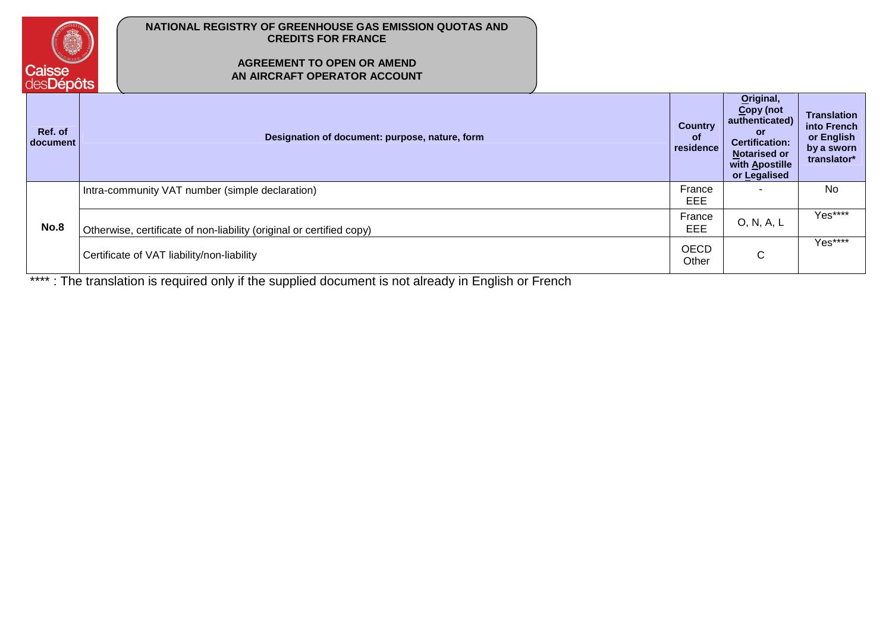**NATIONAL REGISTRY OF GREENHOUSE GAS EMISSION QUOTAS AND CREDITS FOR FRANCE**

**AGREEMENT TO OPEN OR AMEND AN AIRCRAFT OPERATOR ACCOUNT**

| Ref. of document | Designation of document: purpose, nature, form | Country of residence | Original, Copy (not authenticated) or Certification: Notarised or with Apostille or Legalised | Translation into French or English by a sworn translator* |
|---|---|---|---|---|
| **No.8** | Intra-community VAT number (simple declaration) | France EEE | - | No |
| | Otherwise, certificate of non-liability (original or certified copy) | France EEE | O, N, A, L | Yes**** |
| | Certificate of VAT liability/non-liability | OECD Other | C | Yes**** |

**** : The translation is required only if the supplied document is not already in English or French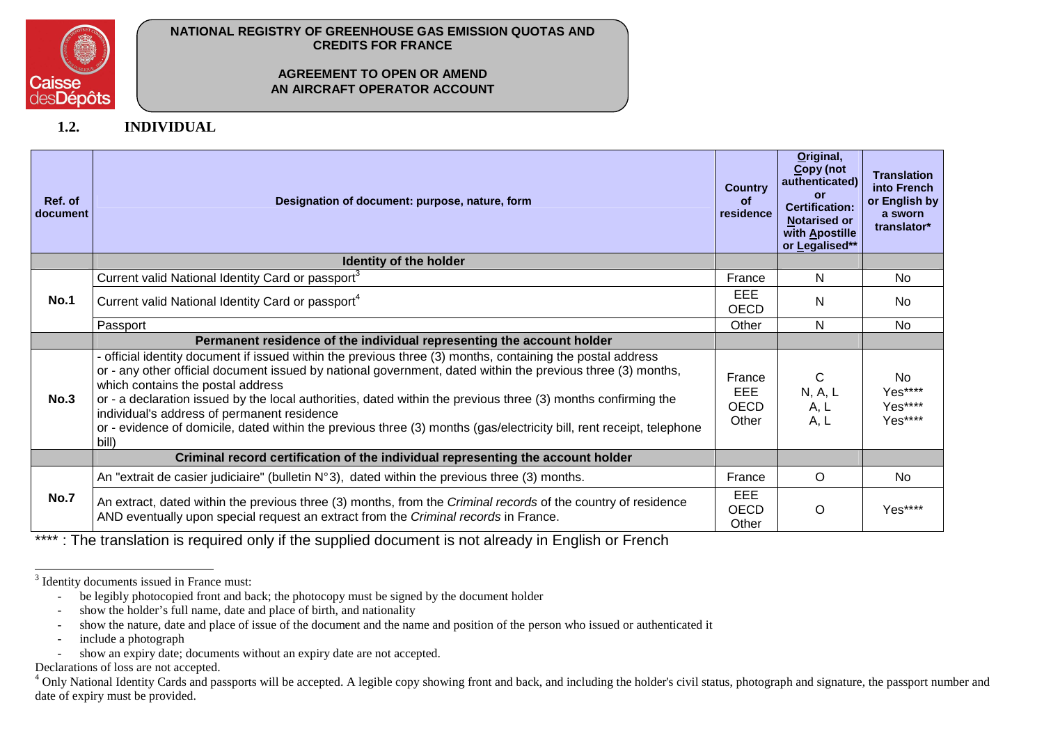NATIONAL REGISTRY OF GREENHOUSE GAS EMISSION QUOTAS AND CREDITS FOR FRANCE

AGREEMENT TO OPEN OR AMEND AN AIRCRAFT OPERATOR ACCOUNT

### 1.2. INDIVIDUAL

| Ref. of document | Designation of document: purpose, nature, form | Country of residence | Original, Copy (not authenticated) or Certification: Notarised or with Apostille or Legalised** | Translation into French or English by a sworn translator* |
|---|---|---|---|---|
| | **Identity of the holder** | | | |
| **No.1** | Current valid National Identity Card or passport[3] | France | N | No |
| | Current valid National Identity Card or passport[4] | EEE OECD | N | No |
| | Passport | Other | N | No |
| | **Permanent residence of the individual representing the account holder** | | | |
| **No.3** | - official identity document if issued within the previous three (3) months, containing the postal address<br>or - any other official document issued by national government, dated within the previous three (3) months, which contains the postal address<br>or - a declaration issued by the local authorities, dated within the previous three (3) months confirming the individual's address of permanent residence<br>or - evidence of domicile, dated within the previous three (3) months (gas/electricity bill, rent receipt, telephone bill) | France<br>EEE<br>OECD<br>Other | C<br>N, A, L<br>A, L<br>A, L | No<br>Yes****<br>Yes****<br>Yes**** |
| | **Criminal record certification of the individual representing the account holder** | | | |
| **No.7** | An "extrait de casier judiciaire" (bulletin N°3), dated within the previous three (3) months. | France | O | No |
| | An extract, dated within the previous three (3) months, from the *Criminal records* of the country of residence AND eventually upon special request an extract from the *Criminal records* in France. | EEE OECD Other | O | Yes**** |

**** : The translation is required only if the supplied document is not already in English or French

---

[3] Identity documents issued in France must:

- be legibly photocopied front and back; the photocopy must be signed by the document holder
- show the holder's full name, date and place of birth, and nationality
- show the nature, date and place of issue of the document and the name and position of the person who issued or authenticated it
- include a photograph
- show an expiry date; documents without an expiry date are not accepted.

Declarations of loss are not accepted.

[4] Only National Identity Cards and passports will be accepted. A legible copy showing front and back, and including the holder's civil status, photograph and signature, the passport number and date of expiry must be provided.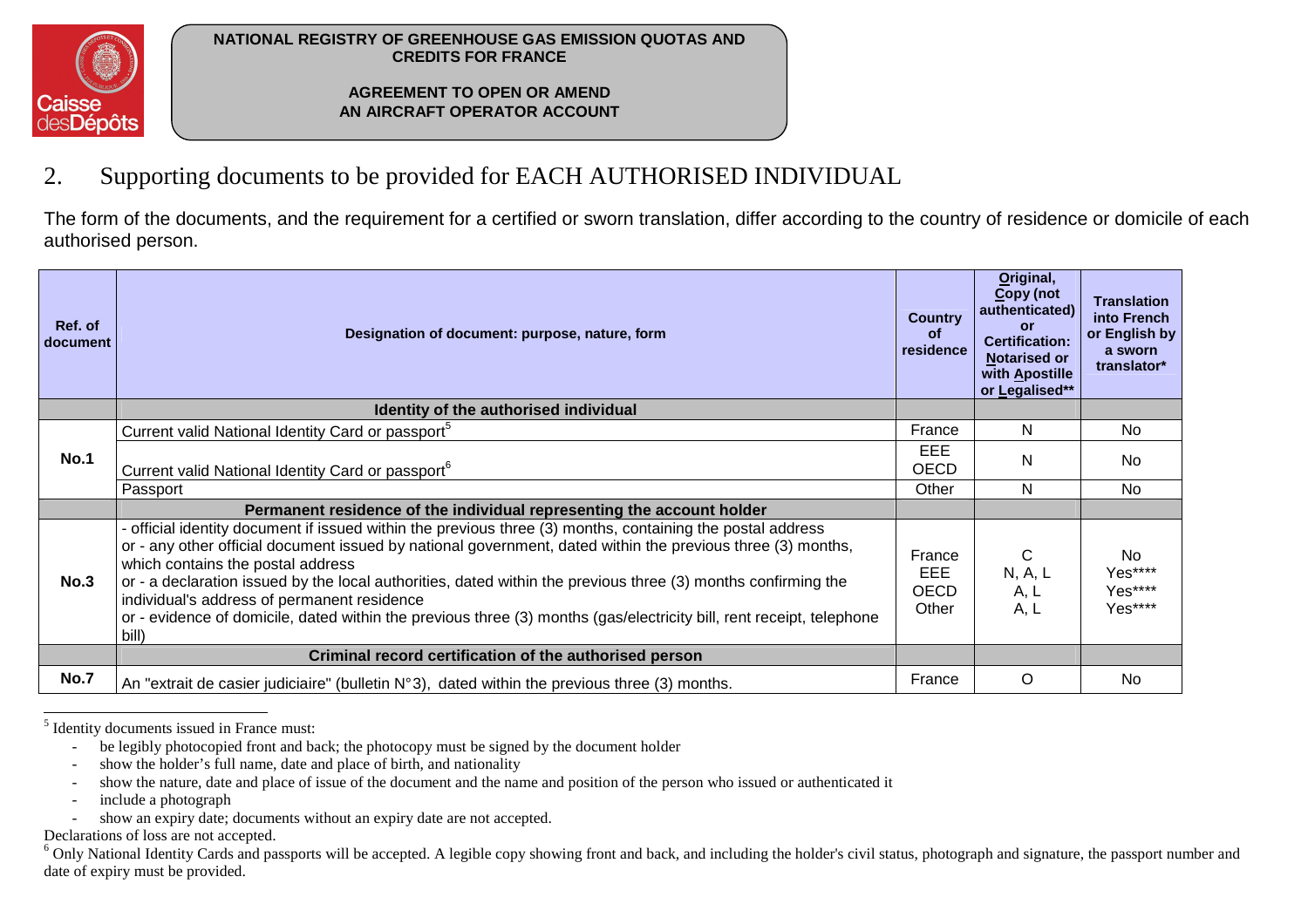NATIONAL REGISTRY OF GREENHOUSE GAS EMISSION QUOTAS AND CREDITS FOR FRANCE

AGREEMENT TO OPEN OR AMEND AN AIRCRAFT OPERATOR ACCOUNT

## 2. Supporting documents to be provided for EACH AUTHORISED INDIVIDUAL

The form of the documents, and the requirement for a certified or sworn translation, differ according to the country of residence or domicile of each authorised person.

| Ref. of document | Designation of document: purpose, nature, form | Country of residence | Original, Copy (not authenticated) or Certification: Notarised or with Apostille or Legalised** | Translation into French or English by a sworn translator* |
|---|---|---|---|---|
| | **Identity of the authorised individual** | | | |
| **No.1** | Current valid National Identity Card or passport[5] | France | N | No |
| | Current valid National Identity Card or passport[6] | EEE<br>OECD | N | No |
| | Passport | Other | N | No |
| | **Permanent residence of the individual representing the account holder** | | | |
| **No.3** | - official identity document if issued within the previous three (3) months, containing the postal address<br>or - any other official document issued by national government, dated within the previous three (3) months, which contains the postal address<br>or - a declaration issued by the local authorities, dated within the previous three (3) months confirming the individual's address of permanent residence<br>or - evidence of domicile, dated within the previous three (3) months (gas/electricity bill, rent receipt, telephone bill) | France<br>EEE<br>OECD<br>Other | C<br>N, A, L<br>A, L<br>A, L | No<br>Yes****<br>Yes****<br>Yes**** |
| | **Criminal record certification of the authorised person** | | | |
| **No.7** | An "extrait de casier judiciaire" (bulletin N°3), dated within the previous three (3) months. | France | O | No |

[5] Identity documents issued in France must:

- be legibly photocopied front and back; the photocopy must be signed by the document holder
- show the holder's full name, date and place of birth, and nationality
- show the nature, date and place of issue of the document and the name and position of the person who issued or authenticated it
- include a photograph
- show an expiry date; documents without an expiry date are not accepted.

Declarations of loss are not accepted.

[6] Only National Identity Cards and passports will be accepted. A legible copy showing front and back, and including the holder's civil status, photograph and signature, the passport number and date of expiry must be provided.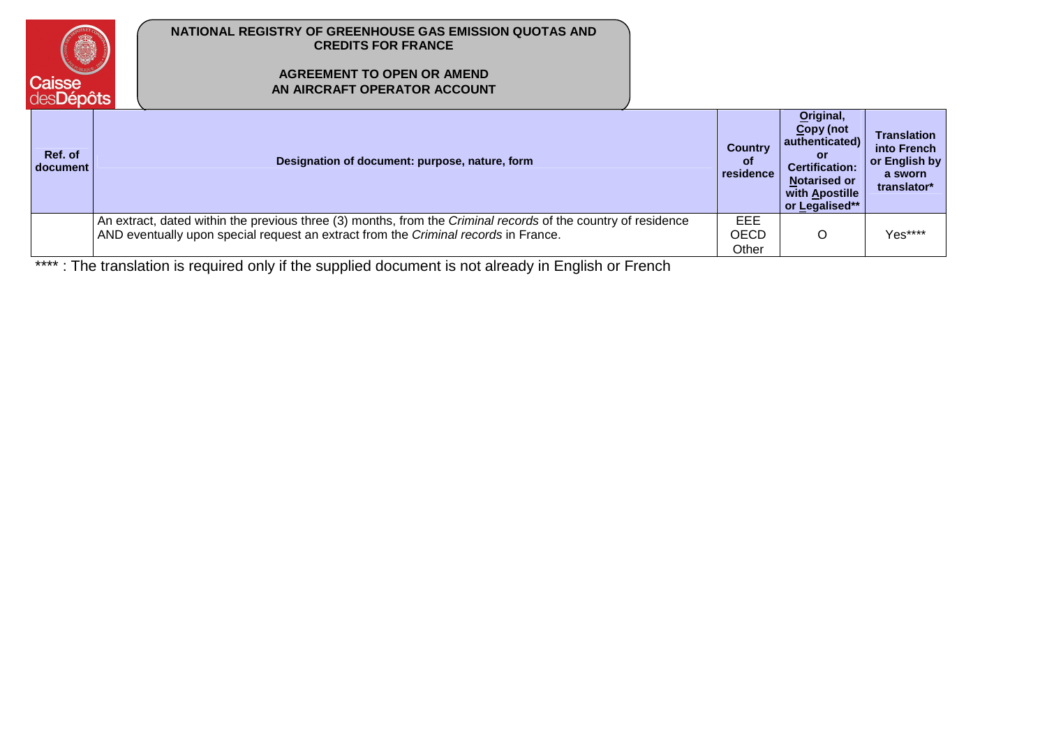**NATIONAL REGISTRY OF GREENHOUSE GAS EMISSION QUOTAS AND CREDITS FOR FRANCE**

**AGREEMENT TO OPEN OR AMEND AN AIRCRAFT OPERATOR ACCOUNT**

| Ref. of document | Designation of document: purpose, nature, form | Country of residence | Original, Copy (not authenticated) or Certification: Notarised or with Apostille or Legalised** | Translation into French or English by a sworn translator* |
|---|---|---|---|---|
| | An extract, dated within the previous three (3) months, from the *Criminal records* of the country of residence AND eventually upon special request an extract from the *Criminal records* in France. | EEE<br>OECD<br>Other | O | Yes**** |

**** : The translation is required only if the supplied document is not already in English or French